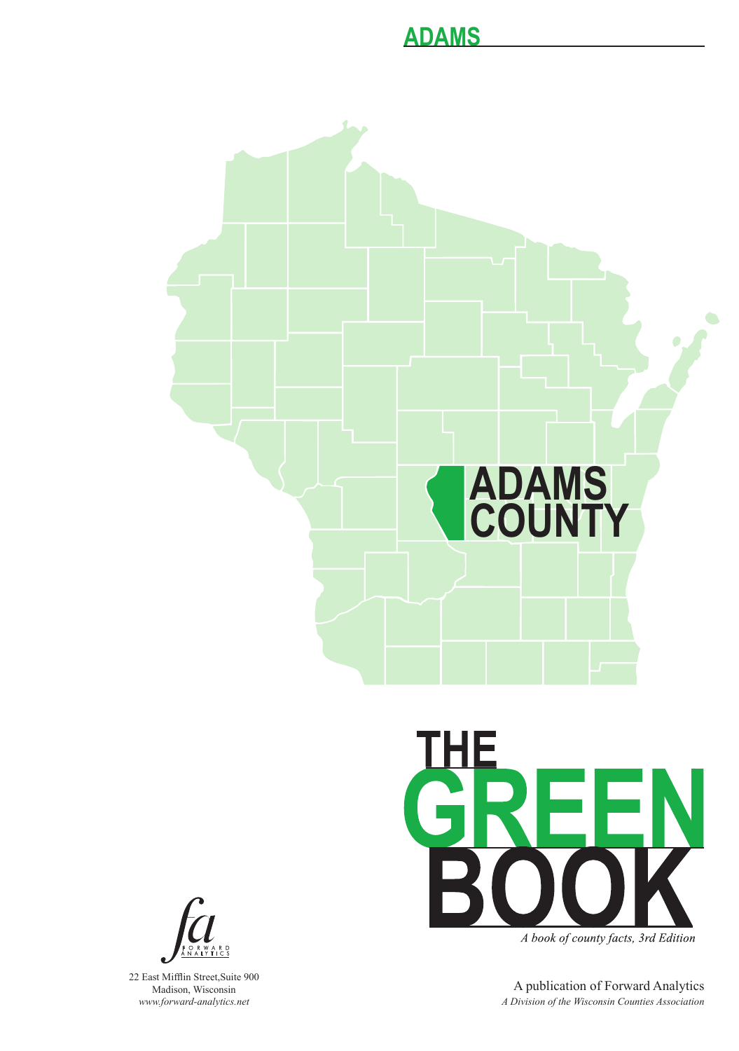# ADAMS

ADAMS COUNTY

# THE GREEN BOOK

*A book of county facts, 3rd Edition*

FORWARD ANALYTICS

22 East Mifflin Street,Suite 900
Madison, Wisconsin
*www.forward-analytics.net*

A publication of Forward Analytics
*A Division of the Wisconsin Counties Association*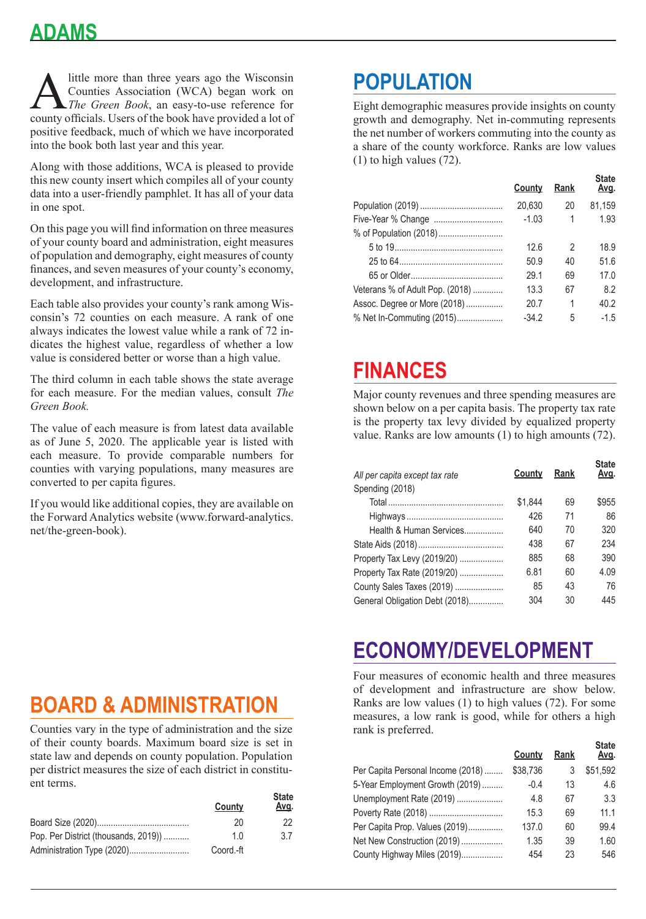# ADAMS

A little more than three years ago the Wisconsin Counties Association (WCA) began work on *The Green Book*, an easy-to-use reference for county officials. Users of the book have provided a lot of positive feedback, much of which we have incorporated into the book both last year and this year.

Along with those additions, WCA is pleased to provide this new county insert which compiles all of your county data into a user-friendly pamphlet. It has all of your data in one spot.

On this page you will find information on three measures of your county board and administration, eight measures of population and demography, eight measures of county finances, and seven measures of your county's economy, development, and infrastructure.

Each table also provides your county's rank among Wisconsin's 72 counties on each measure. A rank of one always indicates the lowest value while a rank of 72 indicates the highest value, regardless of whether a low value is considered better or worse than a high value.

The third column in each table shows the state average for each measure. For the median values, consult *The Green Book.*

The value of each measure is from latest data available as of June 5, 2020. The applicable year is listed with each measure. To provide comparable numbers for counties with varying populations, many measures are converted to per capita figures.

If you would like additional copies, they are available on the Forward Analytics website (www.forward-analytics.net/the-green-book).

## BOARD & ADMINISTRATION

Counties vary in the type of administration and the size of their county boards. Maximum board size is set in state law and depends on county population. Population per district measures the size of each district in constituent terms.

| | County | State Avg. |
|---|---|---|
| Board Size (2020) | 20 | 22 |
| Pop. Per District (thousands, 2019)) | 1.0 | 3.7 |
| Administration Type (2020) | Coord.-ft | |

## POPULATION

Eight demographic measures provide insights on county growth and demography. Net in-commuting represents the net number of workers commuting into the county as a share of the county workforce. Ranks are low values (1) to high values (72).

| | County | Rank | State Avg. |
|---|---|---|---|
| Population (2019) | 20,630 | 20 | 81,159 |
| Five-Year % Change | -1.03 | 1 | 1.93 |
| % of Population (2018) | | | |
| 5 to 19 | 12.6 | 2 | 18.9 |
| 25 to 64 | 50.9 | 40 | 51.6 |
| 65 or Older | 29.1 | 69 | 17.0 |
| Veterans % of Adult Pop. (2018) | 13.3 | 67 | 8.2 |
| Assoc. Degree or More (2018) | 20.7 | 1 | 40.2 |
| % Net In-Commuting (2015) | -34.2 | 5 | -1.5 |

## FINANCES

Major county revenues and three spending measures are shown below on a per capita basis. The property tax rate is the property tax levy divided by equalized property value. Ranks are low amounts (1) to high amounts (72).

| *All per capita except tax rate* | County | Rank | State Avg. |
|---|---|---|---|
| Spending (2018) | | | |
| Total | $1,844 | 69 | $955 |
| Highways | 426 | 71 | 86 |
| Health & Human Services | 640 | 70 | 320 |
| State Aids (2018) | 438 | 67 | 234 |
| Property Tax Levy (2019/20) | 885 | 68 | 390 |
| Property Tax Rate (2019/20) | 6.81 | 60 | 4.09 |
| County Sales Taxes (2019) | 85 | 43 | 76 |
| General Obligation Debt (2018) | 304 | 30 | 445 |

## ECONOMY/DEVELOPMENT

Four measures of economic health and three measures of development and infrastructure are show below. Ranks are low values (1) to high values (72). For some measures, a low rank is good, while for others a high rank is preferred.

| | County | Rank | State Avg. |
|---|---|---|---|
| Per Capita Personal Income (2018) | $38,736 | 3 | $51,592 |
| 5-Year Employment Growth (2019) | -0.4 | 13 | 4.6 |
| Unemployment Rate (2019) | 4.8 | 67 | 3.3 |
| Poverty Rate (2018) | 15.3 | 69 | 11.1 |
| Per Capita Prop. Values (2019) | 137.0 | 60 | 99.4 |
| Net New Construction (2019) | 1.35 | 39 | 1.60 |
| County Highway Miles (2019) | 454 | 23 | 546 |